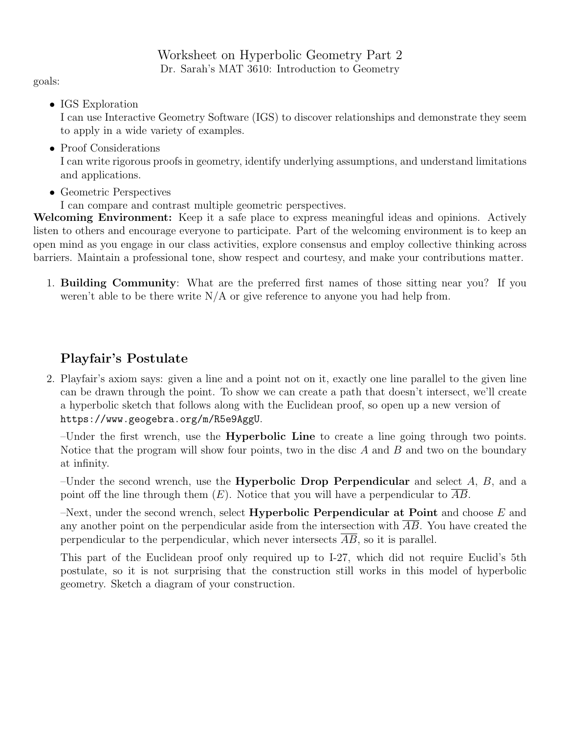# Worksheet on Hyperbolic Geometry Part 2

Dr. Sarah's MAT 3610: Introduction to Geometry

goals:

- IGS Exploration
  I can use Interactive Geometry Software (IGS) to discover relationships and demonstrate they seem to apply in a wide variety of examples.
- Proof Considerations
  I can write rigorous proofs in geometry, identify underlying assumptions, and understand limitations and applications.
- Geometric Perspectives
  I can compare and contrast multiple geometric perspectives.

**Welcoming Environment:** Keep it a safe place to express meaningful ideas and opinions. Actively listen to others and encourage everyone to participate. Part of the welcoming environment is to keep an open mind as you engage in our class activities, explore consensus and employ collective thinking across barriers. Maintain a professional tone, show respect and courtesy, and make your contributions matter.

1. **Building Community**: What are the preferred first names of those sitting near you? If you weren't able to be there write N/A or give reference to anyone you had help from.

## Playfair's Postulate

2. Playfair's axiom says: given a line and a point not on it, exactly one line parallel to the given line can be drawn through the point. To show we can create a path that doesn't intersect, we'll create a hyperbolic sketch that follows along with the Euclidean proof, so open up a new version of `https://www.geogebra.org/m/R5e9AggU`.

   –Under the first wrench, use the **Hyperbolic Line** to create a line going through two points. Notice that the program will show four points, two in the disc $A$ and $B$ and two on the boundary at infinity.

   –Under the second wrench, use the **Hyperbolic Drop Perpendicular** and select $A$, $B$, and a point off the line through them ($E$). Notice that you will have a perpendicular to $\overline{AB}$.

   –Next, under the second wrench, select **Hyperbolic Perpendicular at Point** and choose $E$ and any another point on the perpendicular aside from the intersection with $\overline{AB}$. You have created the perpendicular to the perpendicular, which never intersects $\overline{AB}$, so it is parallel.

   This part of the Euclidean proof only required up to I-27, which did not require Euclid's 5th postulate, so it is not surprising that the construction still works in this model of hyperbolic geometry. Sketch a diagram of your construction.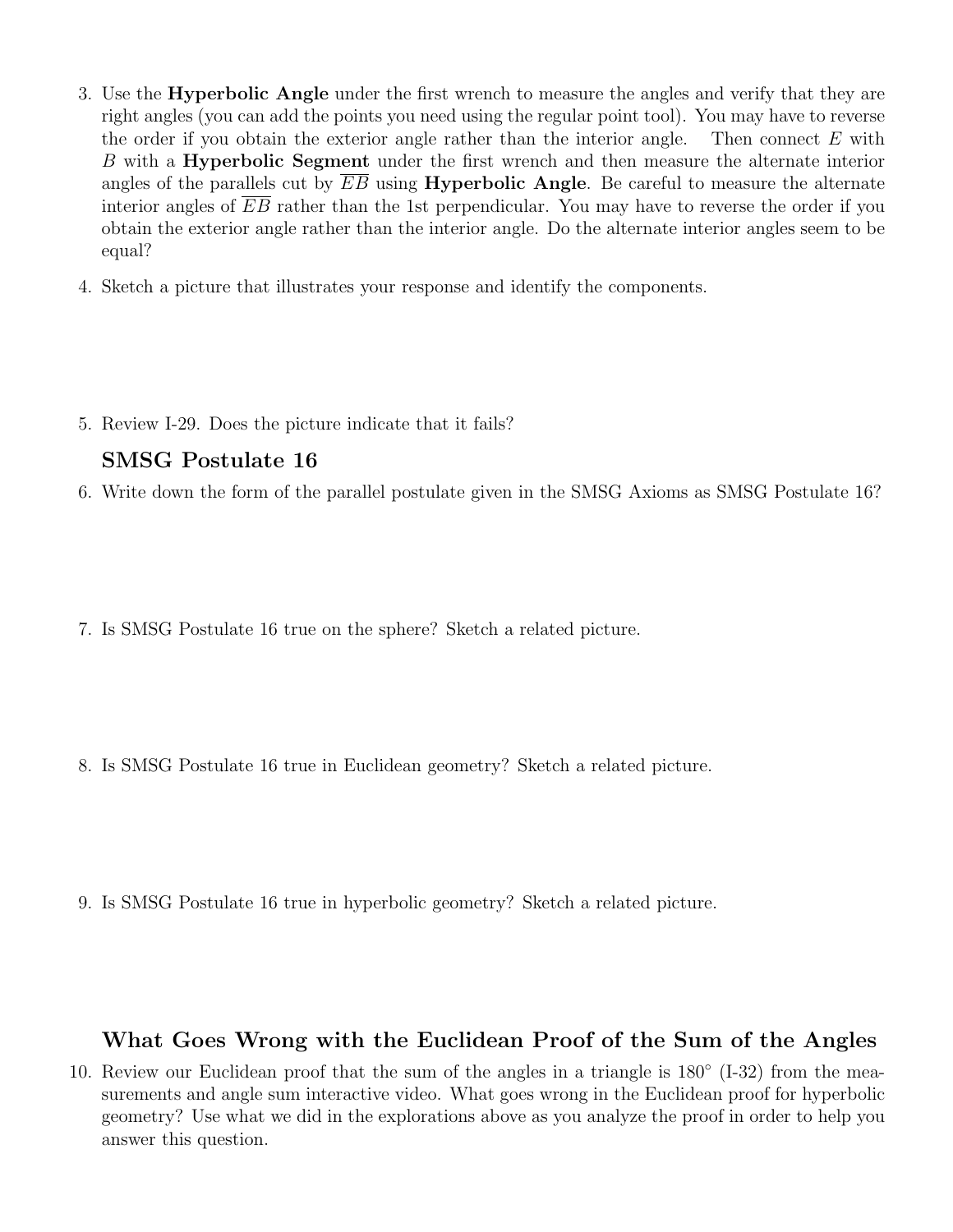3. Use the **Hyperbolic Angle** under the first wrench to measure the angles and verify that they are right angles (you can add the points you need using the regular point tool). You may have to reverse the order if you obtain the exterior angle rather than the interior angle. Then connect $E$ with $B$ with a **Hyperbolic Segment** under the first wrench and then measure the alternate interior angles of the parallels cut by $\overline{EB}$ using **Hyperbolic Angle**. Be careful to measure the alternate interior angles of $\overline{EB}$ rather than the 1st perpendicular. You may have to reverse the order if you obtain the exterior angle rather than the interior angle. Do the alternate interior angles seem to be equal?

4. Sketch a picture that illustrates your response and identify the components.

5. Review I-29. Does the picture indicate that it fails?

## SMSG Postulate 16

6. Write down the form of the parallel postulate given in the SMSG Axioms as SMSG Postulate 16?

7. Is SMSG Postulate 16 true on the sphere? Sketch a related picture.

8. Is SMSG Postulate 16 true in Euclidean geometry? Sketch a related picture.

9. Is SMSG Postulate 16 true in hyperbolic geometry? Sketch a related picture.

## What Goes Wrong with the Euclidean Proof of the Sum of the Angles

10. Review our Euclidean proof that the sum of the angles in a triangle is $180°$ (I-32) from the measurements and angle sum interactive video. What goes wrong in the Euclidean proof for hyperbolic geometry? Use what we did in the explorations above as you analyze the proof in order to help you answer this question.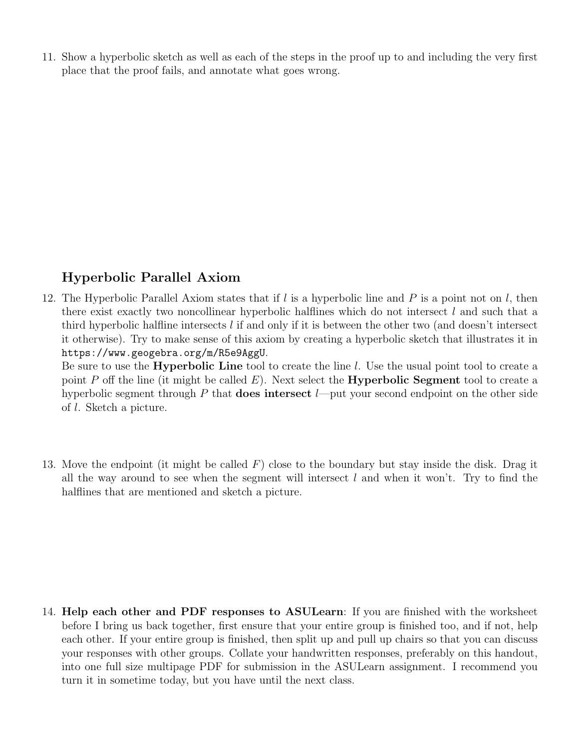11. Show a hyperbolic sketch as well as each of the steps in the proof up to and including the very first place that the proof fails, and annotate what goes wrong.

## Hyperbolic Parallel Axiom

12. The Hyperbolic Parallel Axiom states that if $l$ is a hyperbolic line and $P$ is a point not on $l$, then there exist exactly two noncollinear hyperbolic halflines which do not intersect $l$ and such that a third hyperbolic halfline intersects $l$ if and only if it is between the other two (and doesn't intersect it otherwise). Try to make sense of this axiom by creating a hyperbolic sketch that illustrates it in `https://www.geogebra.org/m/R5e9AggU`.
Be sure to use the **Hyperbolic Line** tool to create the line $l$. Use the usual point tool to create a point $P$ off the line (it might be called $E$). Next select the **Hyperbolic Segment** tool to create a hyperbolic segment through $P$ that **does intersect** $l$—put your second endpoint on the other side of $l$. Sketch a picture.

13. Move the endpoint (it might be called $F$) close to the boundary but stay inside the disk. Drag it all the way around to see when the segment will intersect $l$ and when it won't. Try to find the halflines that are mentioned and sketch a picture.

14. **Help each other and PDF responses to ASULearn**: If you are finished with the worksheet before I bring us back together, first ensure that your entire group is finished too, and if not, help each other. If your entire group is finished, then split up and pull up chairs so that you can discuss your responses with other groups. Collate your handwritten responses, preferably on this handout, into one full size multipage PDF for submission in the ASULearn assignment. I recommend you turn it in sometime today, but you have until the next class.